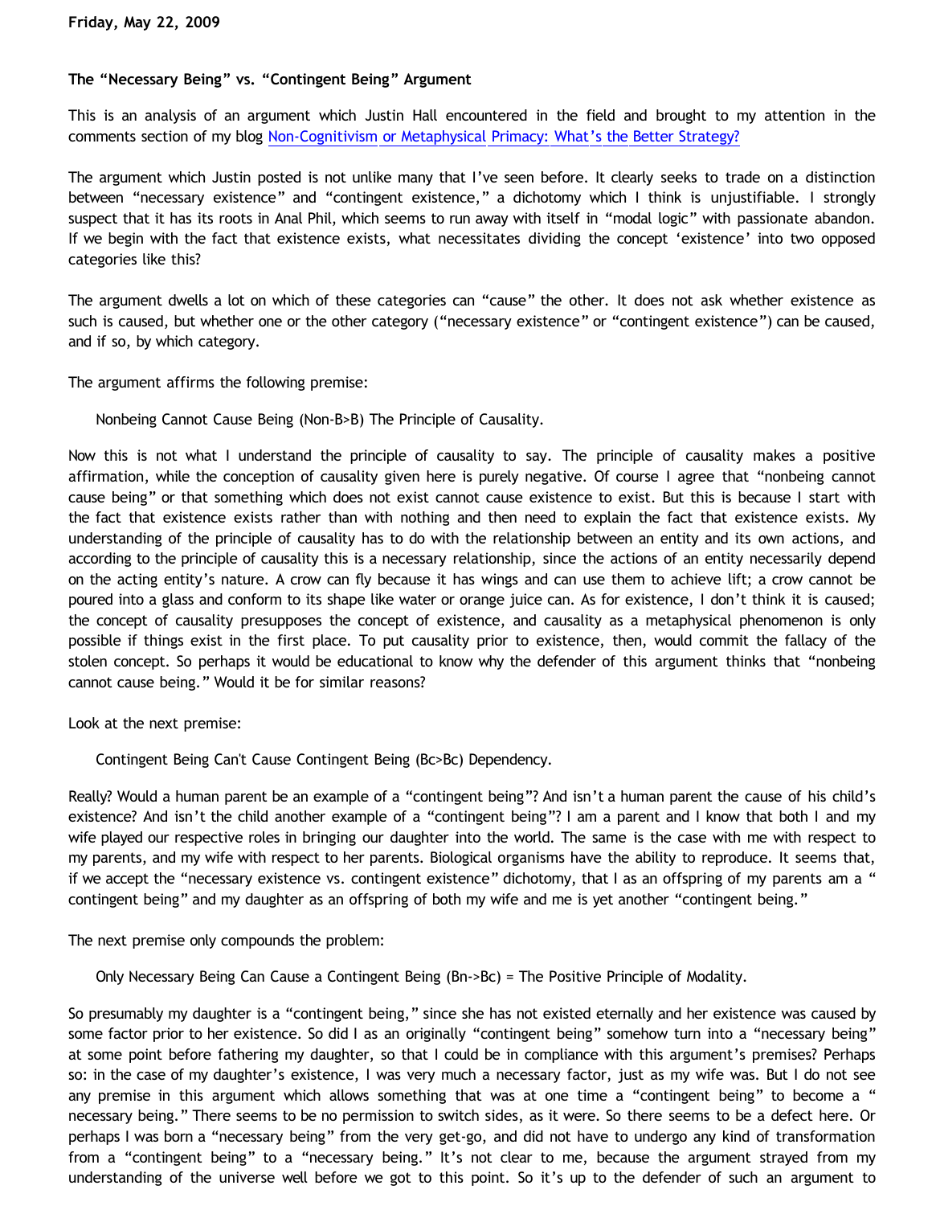**Friday, May 22, 2009**

### The "Necessary Being" vs. "Contingent Being" Argument

This is an analysis of an argument which Justin Hall encountered in the field and brought to my attention in the comments section of my blog [Non-Cognitivism or Metaphysical Primacy: What's the Better Strategy?]

The argument which Justin posted is not unlike many that I've seen before. It clearly seeks to trade on a distinction between "necessary existence" and "contingent existence," a dichotomy which I think is unjustifiable. I strongly suspect that it has its roots in Anal Phil, which seems to run away with itself in "modal logic" with passionate abandon. If we begin with the fact that existence exists, what necessitates dividing the concept 'existence' into two opposed categories like this?

The argument dwells a lot on which of these categories can "cause" the other. It does not ask whether existence as such is caused, but whether one or the other category ("necessary existence" or "contingent existence") can be caused, and if so, by which category.

The argument affirms the following premise:

> Nonbeing Cannot Cause Being (Non-B>B) The Principle of Causality.

Now this is not what I understand the principle of causality to say. The principle of causality makes a positive affirmation, while the conception of causality given here is purely negative. Of course I agree that "nonbeing cannot cause being" or that something which does not exist cannot cause existence to exist. But this is because I start with the fact that existence exists rather than with nothing and then need to explain the fact that existence exists. My understanding of the principle of causality has to do with the relationship between an entity and its own actions, and according to the principle of causality this is a necessary relationship, since the actions of an entity necessarily depend on the acting entity's nature. A crow can fly because it has wings and can use them to achieve lift; a crow cannot be poured into a glass and conform to its shape like water or orange juice can. As for existence, I don't think it is caused; the concept of causality presupposes the concept of existence, and causality as a metaphysical phenomenon is only possible if things exist in the first place. To put causality prior to existence, then, would commit the fallacy of the stolen concept. So perhaps it would be educational to know why the defender of this argument thinks that "nonbeing cannot cause being." Would it be for similar reasons?

Look at the next premise:

> Contingent Being Can't Cause Contingent Being (Bc>Bc) Dependency.

Really? Would a human parent be an example of a "contingent being"? And isn't a human parent the cause of his child's existence? And isn't the child another example of a "contingent being"? I am a parent and I know that both I and my wife played our respective roles in bringing our daughter into the world. The same is the case with me with respect to my parents, and my wife with respect to her parents. Biological organisms have the ability to reproduce. It seems that, if we accept the "necessary existence vs. contingent existence" dichotomy, that I as an offspring of my parents am a "contingent being" and my daughter as an offspring of both my wife and me is yet another "contingent being."

The next premise only compounds the problem:

> Only Necessary Being Can Cause a Contingent Being (Bn->Bc) = The Positive Principle of Modality.

So presumably my daughter is a "contingent being," since she has not existed eternally and her existence was caused by some factor prior to her existence. So did I as an originally "contingent being" somehow turn into a "necessary being" at some point before fathering my daughter, so that I could be in compliance with this argument's premises? Perhaps so: in the case of my daughter's existence, I was very much a necessary factor, just as my wife was. But I do not see any premise in this argument which allows something that was at one time a "contingent being" to become a "necessary being." There seems to be no permission to switch sides, as it were. So there seems to be a defect here. Or perhaps I was born a "necessary being" from the very get-go, and did not have to undergo any kind of transformation from a "contingent being" to a "necessary being." It's not clear to me, because the argument strayed from my understanding of the universe well before we got to this point. So it's up to the defender of such an argument to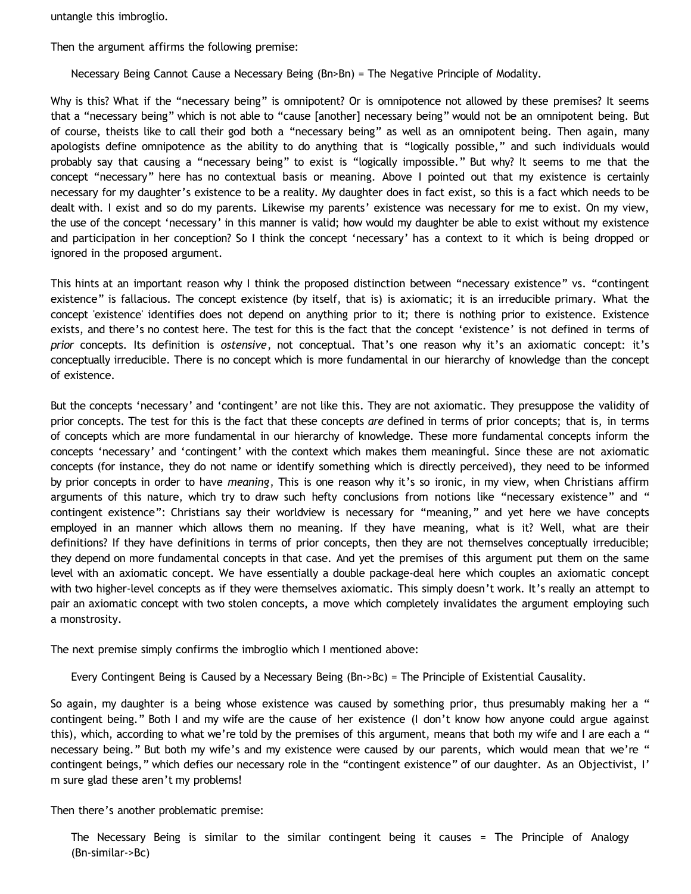untangle this imbroglio.

Then the argument affirms the following premise:

> Necessary Being Cannot Cause a Necessary Being (Bn>Bn) = The Negative Principle of Modality.

Why is this? What if the "necessary being" is omnipotent? Or is omnipotence not allowed by these premises? It seems that a "necessary being" which is not able to "cause [another] necessary being" would not be an omnipotent being. But of course, theists like to call their god both a "necessary being" as well as an omnipotent being. Then again, many apologists define omnipotence as the ability to do anything that is "logically possible," and such individuals would probably say that causing a "necessary being" to exist is "logically impossible." But why? It seems to me that the concept "necessary" here has no contextual basis or meaning. Above I pointed out that my existence is certainly necessary for my daughter's existence to be a reality. My daughter does in fact exist, so this is a fact which needs to be dealt with. I exist and so do my parents. Likewise my parents' existence was necessary for me to exist. On my view, the use of the concept 'necessary' in this manner is valid; how would my daughter be able to exist without my existence and participation in her conception? So I think the concept 'necessary' has a context to it which is being dropped or ignored in the proposed argument.

This hints at an important reason why I think the proposed distinction between "necessary existence" vs. "contingent existence" is fallacious. The concept existence (by itself, that is) is axiomatic; it is an irreducible primary. What the concept 'existence' identifies does not depend on anything prior to it; there is nothing prior to existence. Existence exists, and there's no contest here. The test for this is the fact that the concept 'existence' is not defined in terms of *prior* concepts. Its definition is *ostensive*, not conceptual. That's one reason why it's an axiomatic concept: it's conceptually irreducible. There is no concept which is more fundamental in our hierarchy of knowledge than the concept of existence.

But the concepts 'necessary' and 'contingent' are not like this. They are not axiomatic. They presuppose the validity of prior concepts. The test for this is the fact that these concepts *are* defined in terms of prior concepts; that is, in terms of concepts which are more fundamental in our hierarchy of knowledge. These more fundamental concepts inform the concepts 'necessary' and 'contingent' with the context which makes them meaningful. Since these are not axiomatic concepts (for instance, they do not name or identify something which is directly perceived), they need to be informed by prior concepts in order to have *meaning*, This is one reason why it's so ironic, in my view, when Christians affirm arguments of this nature, which try to draw such hefty conclusions from notions like "necessary existence" and " contingent existence": Christians say their worldview is necessary for "meaning," and yet here we have concepts employed in an manner which allows them no meaning. If they have meaning, what is it? Well, what are their definitions? If they have definitions in terms of prior concepts, then they are not themselves conceptually irreducible; they depend on more fundamental concepts in that case. And yet the premises of this argument put them on the same level with an axiomatic concept. We have essentially a double package-deal here which couples an axiomatic concept with two higher-level concepts as if they were themselves axiomatic. This simply doesn't work. It's really an attempt to pair an axiomatic concept with two stolen concepts, a move which completely invalidates the argument employing such a monstrosity.

The next premise simply confirms the imbroglio which I mentioned above:

> Every Contingent Being is Caused by a Necessary Being (Bn->Bc) = The Principle of Existential Causality.

So again, my daughter is a being whose existence was caused by something prior, thus presumably making her a " contingent being." Both I and my wife are the cause of her existence (I don't know how anyone could argue against this), which, according to what we're told by the premises of this argument, means that both my wife and I are each a " necessary being." But both my wife's and my existence were caused by our parents, which would mean that we're " contingent beings," which defies our necessary role in the "contingent existence" of our daughter. As an Objectivist, I' m sure glad these aren't my problems!

Then there's another problematic premise:

> The Necessary Being is similar to the similar contingent being it causes = The Principle of Analogy (Bn-similar->Bc)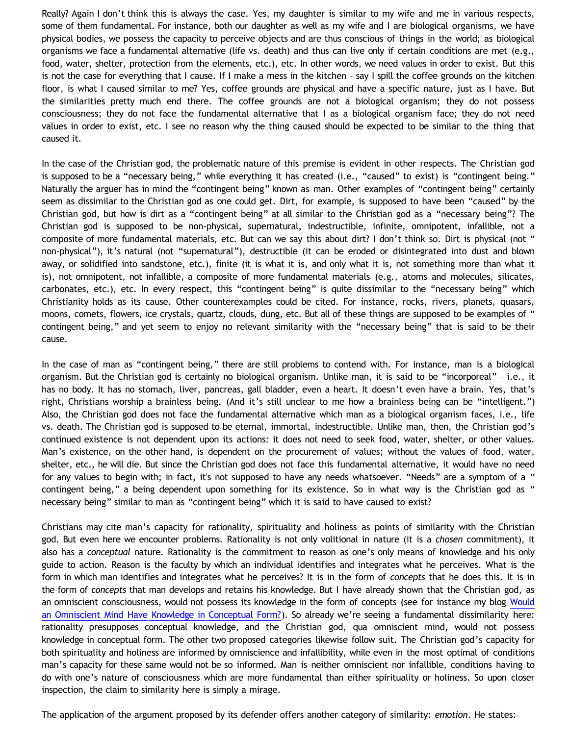Really? Again I don't think this is always the case. Yes, my daughter is similar to my wife and me in various respects, some of them fundamental. For instance, both our daughter as well as my wife and I are biological organisms, we have physical bodies, we possess the capacity to perceive objects and are thus conscious of things in the world; as biological organisms we face a fundamental alternative (life vs. death) and thus can live only if certain conditions are met (e.g., food, water, shelter, protection from the elements, etc.), etc. In other words, we need values in order to exist. But this is not the case for everything that I cause. If I make a mess in the kitchen – say I spill the coffee grounds on the kitchen floor, is what I caused similar to me? Yes, coffee grounds are physical and have a specific nature, just as I have. But the similarities pretty much end there. The coffee grounds are not a biological organism; they do not possess consciousness; they do not face the fundamental alternative that I as a biological organism face; they do not need values in order to exist, etc. I see no reason why the thing caused should be expected to be similar to the thing that caused it.

In the case of the Christian god, the problematic nature of this premise is evident in other respects. The Christian god is supposed to be a "necessary being," while everything it has created (i.e., "caused" to exist) is "contingent being." Naturally the arguer has in mind the "contingent being" known as man. Other examples of "contingent being" certainly seem as dissimilar to the Christian god as one could get. Dirt, for example, is supposed to have been "caused" by the Christian god, but how is dirt as a "contingent being" at all similar to the Christian god as a "necessary being"? The Christian god is supposed to be non-physical, supernatural, indestructible, infinite, omnipotent, infallible, not a composite of more fundamental materials, etc. But can we say this about dirt? I don't think so. Dirt is physical (not "non-physical"), it's natural (not "supernatural"), destructible (it can be eroded or disintegrated into dust and blown away, or solidified into sandstone, etc.), finite (it is what it is, and only what it is, not something more than what it is), not omnipotent, not infallible, a composite of more fundamental materials (e.g., atoms and molecules, silicates, carbonates, etc.), etc. In every respect, this "contingent being" is quite dissimilar to the "necessary being" which Christianity holds as its cause. Other counterexamples could be cited. For instance, rocks, rivers, planets, quasars, moons, comets, flowers, ice crystals, quartz, clouds, dung, etc. But all of these things are supposed to be examples of "contingent being," and yet seem to enjoy no relevant similarity with the "necessary being" that is said to be their cause.

In the case of man as "contingent being," there are still problems to contend with. For instance, man is a biological organism. But the Christian god is certainly no biological organism. Unlike man, it is said to be "incorporeal" – i.e., it has no body. It has no stomach, liver, pancreas, gall bladder, even a heart. It doesn't even have a brain. Yes, that's right, Christians worship a brainless being. (And it's still unclear to me how a brainless being can be "intelligent.") Also, the Christian god does not face the fundamental alternative which man as a biological organism faces, i.e., life vs. death. The Christian god is supposed to be eternal, immortal, indestructible. Unlike man, then, the Christian god's continued existence is not dependent upon its actions: it does not need to seek food, water, shelter, or other values. Man's existence, on the other hand, is dependent on the procurement of values; without the values of food, water, shelter, etc., he will die. But since the Christian god does not face this fundamental alternative, it would have no need for any values to begin with; in fact, it's not supposed to have any needs whatsoever. "Needs" are a symptom of a "contingent being," a being dependent upon something for its existence. So in what way is the Christian god as "necessary being" similar to man as "contingent being" which it is said to have caused to exist?

Christians may cite man's capacity for rationality, spirituality and holiness as points of similarity with the Christian god. But even here we encounter problems. Rationality is not only volitional in nature (it is a *chosen* commitment), it also has a *conceptual* nature. Rationality is the commitment to reason as one's only means of knowledge and his only guide to action. Reason is the faculty by which an individual identifies and integrates what he perceives. What is the form in which man identifies and integrates what he perceives? It is in the form of *concepts* that he does this. It is in the form of *concepts* that man develops and retains his knowledge. But I have already shown that the Christian god, as an omniscient consciousness, would not possess its knowledge in the form of concepts (see for instance my blog Would an Omniscient Mind Have Knowledge in Conceptual Form?). So already we're seeing a fundamental dissimilarity here: rationality presupposes conceptual knowledge, and the Christian god, qua omniscient mind, would not possess knowledge in conceptual form. The other two proposed categories likewise follow suit. The Christian god's capacity for both spirituality and holiness are informed by omniscience and infallibility, while even in the most optimal of conditions man's capacity for these same would not be so informed. Man is neither omniscient nor infallible, conditions having to do with one's nature of consciousness which are more fundamental than either spirituality or holiness. So upon closer inspection, the claim to similarity here is simply a mirage.

The application of the argument proposed by its defender offers another category of similarity: *emotion*. He states: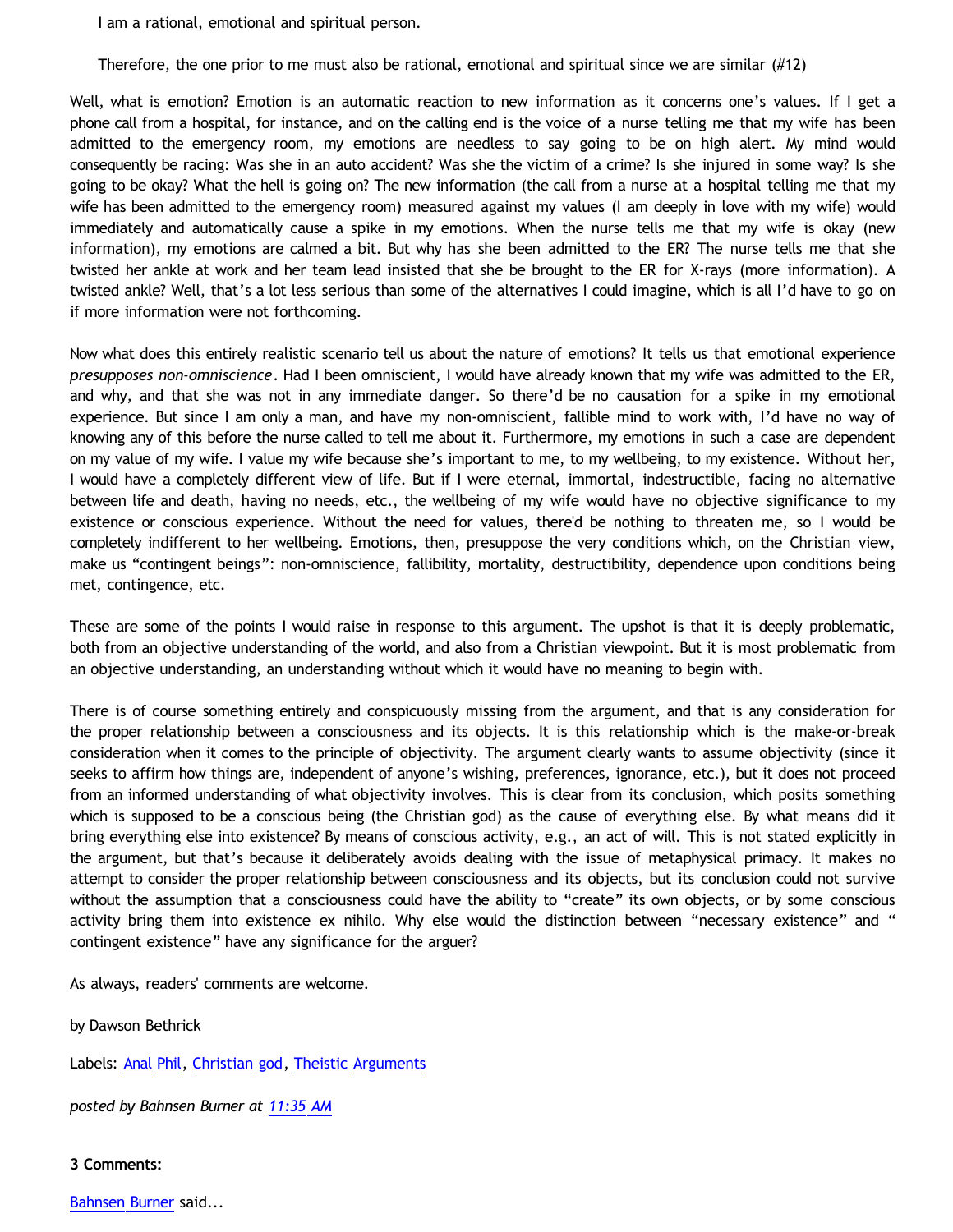> I am a rational, emotional and spiritual person.
>
> Therefore, the one prior to me must also be rational, emotional and spiritual since we are similar (#12)

Well, what is emotion? Emotion is an automatic reaction to new information as it concerns one's values. If I get a phone call from a hospital, for instance, and on the calling end is the voice of a nurse telling me that my wife has been admitted to the emergency room, my emotions are needless to say going to be on high alert. My mind would consequently be racing: Was she in an auto accident? Was she the victim of a crime? Is she injured in some way? Is she going to be okay? What the hell is going on? The new information (the call from a nurse at a hospital telling me that my wife has been admitted to the emergency room) measured against my values (I am deeply in love with my wife) would immediately and automatically cause a spike in my emotions. When the nurse tells me that my wife is okay (new information), my emotions are calmed a bit. But why has she been admitted to the ER? The nurse tells me that she twisted her ankle at work and her team lead insisted that she be brought to the ER for X-rays (more information). A twisted ankle? Well, that's a lot less serious than some of the alternatives I could imagine, which is all I'd have to go on if more information were not forthcoming.

Now what does this entirely realistic scenario tell us about the nature of emotions? It tells us that emotional experience *presupposes non-omniscience*. Had I been omniscient, I would have already known that my wife was admitted to the ER, and why, and that she was not in any immediate danger. So there'd be no causation for a spike in my emotional experience. But since I am only a man, and have my non-omniscient, fallible mind to work with, I'd have no way of knowing any of this before the nurse called to tell me about it. Furthermore, my emotions in such a case are dependent on my value of my wife. I value my wife because she's important to me, to my wellbeing, to my existence. Without her, I would have a completely different view of life. But if I were eternal, immortal, indestructible, facing no alternative between life and death, having no needs, etc., the wellbeing of my wife would have no objective significance to my existence or conscious experience. Without the need for values, there'd be nothing to threaten me, so I would be completely indifferent to her wellbeing. Emotions, then, presuppose the very conditions which, on the Christian view, make us "contingent beings": non-omniscience, fallibility, mortality, destructibility, dependence upon conditions being met, contingence, etc.

These are some of the points I would raise in response to this argument. The upshot is that it is deeply problematic, both from an objective understanding of the world, and also from a Christian viewpoint. But it is most problematic from an objective understanding, an understanding without which it would have no meaning to begin with.

There is of course something entirely and conspicuously missing from the argument, and that is any consideration for the proper relationship between a consciousness and its objects. It is this relationship which is the make-or-break consideration when it comes to the principle of objectivity. The argument clearly wants to assume objectivity (since it seeks to affirm how things are, independent of anyone's wishing, preferences, ignorance, etc.), but it does not proceed from an informed understanding of what objectivity involves. This is clear from its conclusion, which posits something which is supposed to be a conscious being (the Christian god) as the cause of everything else. By what means did it bring everything else into existence? By means of conscious activity, e.g., an act of will. This is not stated explicitly in the argument, but that's because it deliberately avoids dealing with the issue of metaphysical primacy. It makes no attempt to consider the proper relationship between consciousness and its objects, but its conclusion could not survive without the assumption that a consciousness could have the ability to "create" its own objects, or by some conscious activity bring them into existence ex nihilo. Why else would the distinction between "necessary existence" and "contingent existence" have any significance for the arguer?

As always, readers' comments are welcome.

by Dawson Bethrick

Labels: Anal Phil, Christian god, Theistic Arguments

*posted by Bahnsen Burner at 11:35 AM*

**3 Comments:**

Bahnsen Burner said...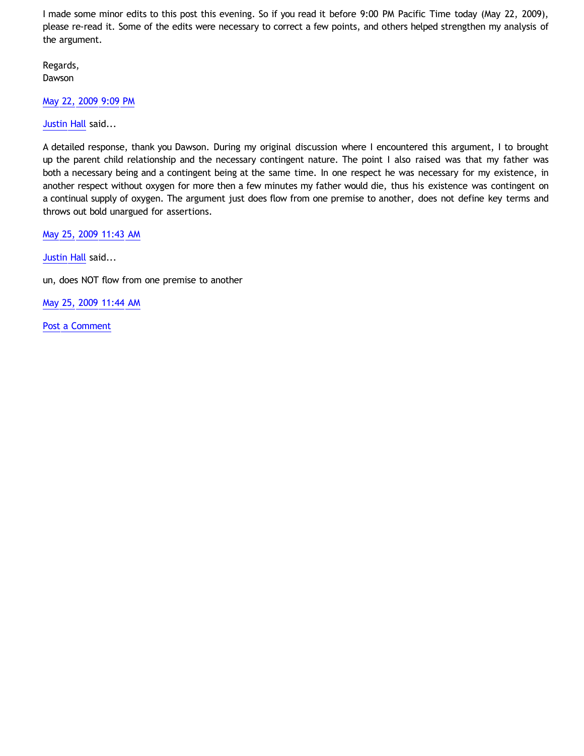I made some minor edits to this post this evening. So if you read it before 9:00 PM Pacific Time today (May 22, 2009), please re-read it. Some of the edits were necessary to correct a few points, and others helped strengthen my analysis of the argument.

Regards,
Dawson

May 22, 2009 9:09 PM

Justin Hall said...

A detailed response, thank you Dawson. During my original discussion where I encountered this argument, I to brought up the parent child relationship and the necessary contingent nature. The point I also raised was that my father was both a necessary being and a contingent being at the same time. In one respect he was necessary for my existence, in another respect without oxygen for more then a few minutes my father would die, thus his existence was contingent on a continual supply of oxygen. The argument just does flow from one premise to another, does not define key terms and throws out bold unargued for assertions.

May 25, 2009 11:43 AM

Justin Hall said...

un, does NOT flow from one premise to another

May 25, 2009 11:44 AM

Post a Comment